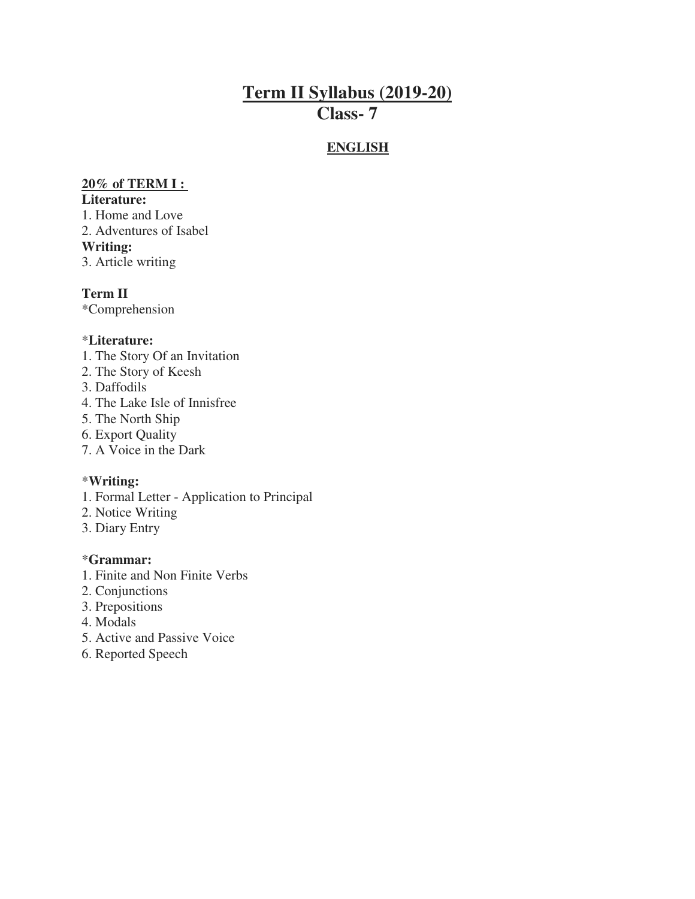# Term II Syllabus (2019-20)
# Class- 7

## ENGLISH

**20% of TERM I :**

**Literature:**

1. Home and Love
2. Adventures of Isabel

**Writing:**

3. Article writing

**Term II**

*Comprehension

***Literature:**

1. The Story Of an Invitation
2. The Story of Keesh
3. Daffodils
4. The Lake Isle of Innisfree
5. The North Ship
6. Export Quality
7. A Voice in the Dark

***Writing:**

1. Formal Letter - Application to Principal
2. Notice Writing
3. Diary Entry

***Grammar:**

1. Finite and Non Finite Verbs
2. Conjunctions
3. Prepositions
4. Modals
5. Active and Passive Voice
6. Reported Speech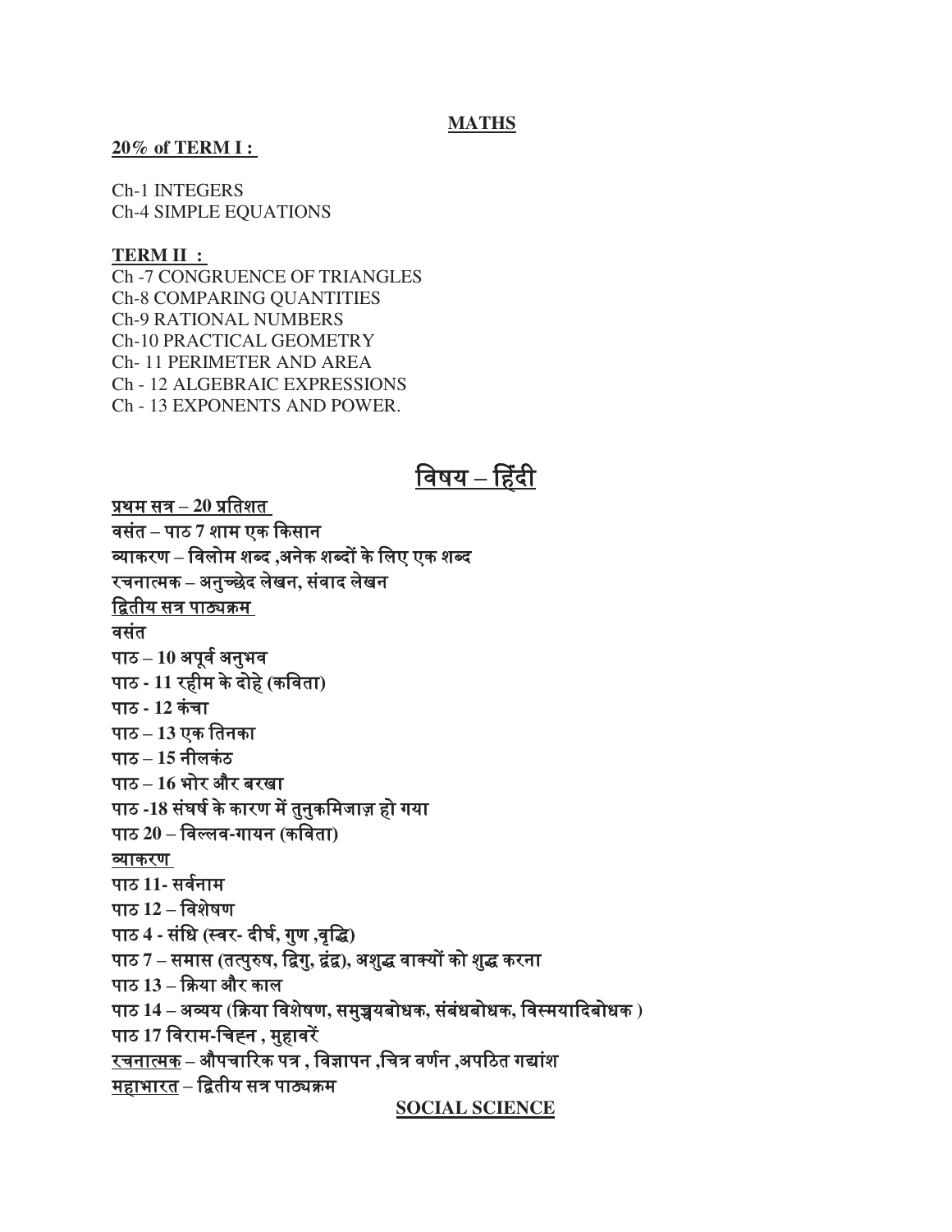## MATHS

**20% of TERM I :**

Ch-1 INTEGERS
Ch-4 SIMPLE EQUATIONS

**TERM II :**

Ch -7 CONGRUENCE OF TRIANGLES
Ch-8 COMPARING QUANTITIES
Ch-9 RATIONAL NUMBERS
Ch-10 PRACTICAL GEOMETRY
Ch- 11 PERIMETER AND AREA
Ch - 12 ALGEBRAIC EXPRESSIONS
Ch - 13 EXPONENTS AND POWER.

## विषय – हिंदी

**प्रथम सत्र – 20 प्रतिशत**

**वसंत – पाठ 7 शाम एक किसान**
**व्याकरण – विलोम शब्द ,अनेक शब्दों के लिए एक शब्द**
**रचनात्मक – अनुच्छेद लेखन, संवाद लेखन**

**द्वितीय सत्र पाठ्यक्रम**

**वसंत**
**पाठ – 10 अपूर्व अनुभव**
**पाठ - 11 रहीम के दोहे (कविता)**
**पाठ - 12 कंचा**
**पाठ – 13 एक तिनका**
**पाठ – 15 नीलकंठ**
**पाठ – 16 भोर और बरखा**
**पाठ -18 संघर्ष के कारण में तुनकमिजाज़ हो गया**
**पाठ 20 – विल्लव-गायन (कविता)**

**व्याकरण**

**पाठ 11- सर्वनाम**
**पाठ 12 – विशेषण**
**पाठ 4 - संधि (स्वर- दीर्घ, गुण ,वृद्धि)**
**पाठ 7 – समास (तत्पुरुष, द्विगु, द्वंद्व), अशुद्ध वाक्यों को शुद्ध करना**
**पाठ 13 – क्रिया और काल**
**पाठ 14 – अव्यय (क्रिया विशेषण, समुच्चयबोधक, संबंधबोधक, विस्मयादिबोधक )**
**पाठ 17 विराम-चिह्न , मुहावरें**

**रचनात्मक – औपचारिक पत्र , विज्ञापन ,चित्र वर्णन ,अपठित गद्यांश**
**महाभारत – द्वितीय सत्र पाठ्यक्रम**

## SOCIAL SCIENCE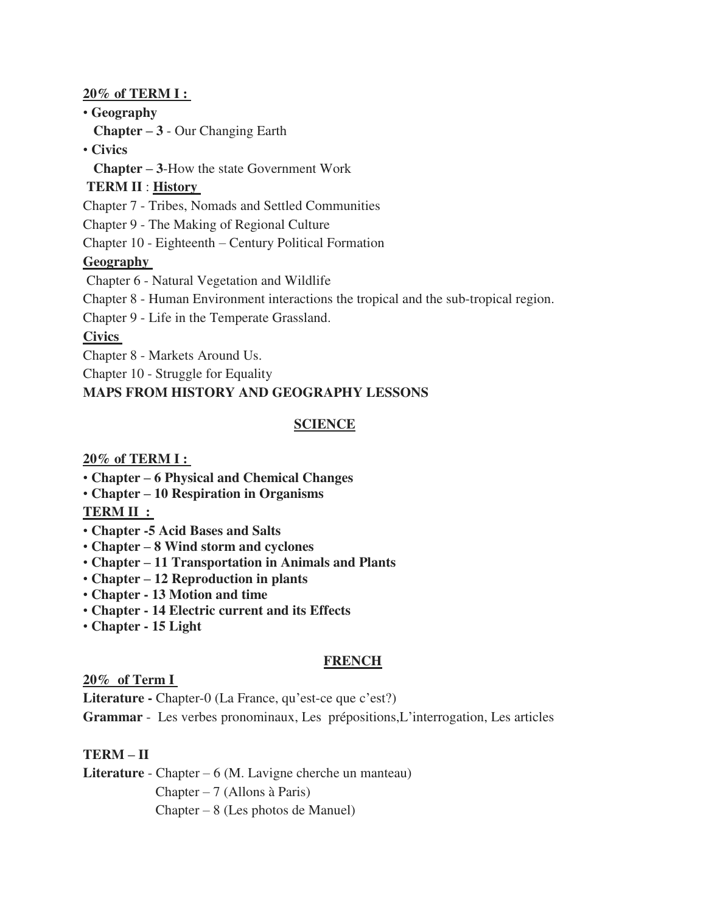**20% of TERM I :**

- **Geography**

  **Chapter – 3** - Our Changing Earth

- **Civics**

  **Chapter – 3**-How the state Government Work

**TERM II** : **History**

Chapter 7 - Tribes, Nomads and Settled Communities

Chapter 9 - The Making of Regional Culture

Chapter 10 - Eighteenth – Century Political Formation

**Geography**

Chapter 6 - Natural Vegetation and Wildlife

Chapter 8 - Human Environment interactions the tropical and the sub-tropical region.

Chapter 9 - Life in the Temperate Grassland.

**Civics**

Chapter 8 - Markets Around Us.

Chapter 10 - Struggle for Equality

**MAPS FROM HISTORY AND GEOGRAPHY LESSONS**

## SCIENCE

**20% of TERM I :**

- **Chapter – 6 Physical and Chemical Changes**
- **Chapter – 10 Respiration in Organisms**

**TERM II :**

- **Chapter -5 Acid Bases and Salts**
- **Chapter – 8 Wind storm and cyclones**
- **Chapter – 11 Transportation in Animals and Plants**
- **Chapter – 12 Reproduction in plants**
- **Chapter - 13 Motion and time**
- **Chapter - 14 Electric current and its Effects**
- **Chapter - 15 Light**

## FRENCH

**20% of Term I**

**Literature -** Chapter-0 (La France, qu'est-ce que c'est?)

**Grammar** - Les verbes pronominaux, Les prépositions,L'interrogation, Les articles

**TERM – II**

**Literature** - Chapter – 6 (M. Lavigne cherche un manteau)

Chapter – 7 (Allons à Paris)

Chapter – 8 (Les photos de Manuel)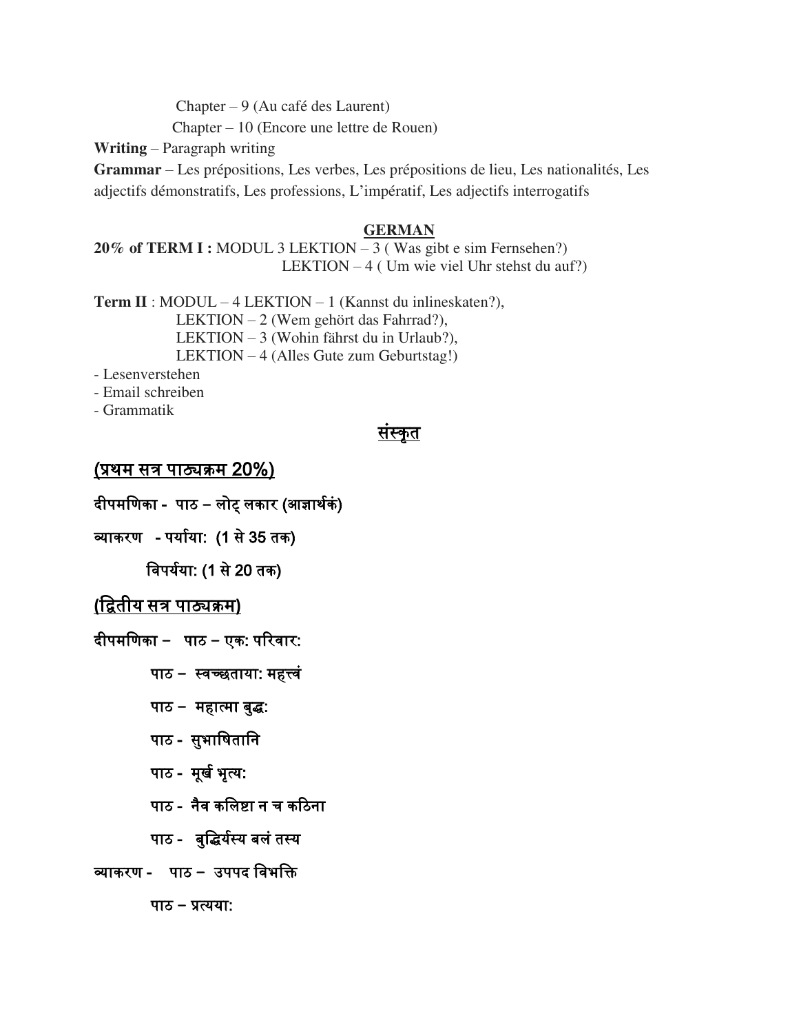Chapter – 9 (Au café des Laurent)

Chapter – 10 (Encore une lettre de Rouen)

**Writing** – Paragraph writing

**Grammar** – Les prépositions, Les verbes, Les prépositions de lieu, Les nationalités, Les adjectifs démonstratifs, Les professions, L'impératif, Les adjectifs interrogatifs

## GERMAN

**20% of TERM I :** MODUL 3 LEKTION – 3 ( Was gibt e sim Fernsehen?)
LEKTION – 4 ( Um wie viel Uhr stehst du auf?)

**Term II** : MODUL – 4 LEKTION – 1 (Kannst du inlineskaten?),
LEKTION – 2 (Wem gehört das Fahrrad?),
LEKTION – 3 (Wohin fährst du in Urlaub?),
LEKTION – 4 (Alles Gute zum Geburtstag!)

- Lesenverstehen
- Email schreiben
- Grammatik

## संस्कृत

### (प्रथम सत्र पाठ्यक्रम 20%)

**दीपमणिका - पाठ – लोट् लकार (आज्ञार्थकं)**

**व्याकरण - पर्याया: (1 से 35 तक)**

**विपर्यया: (1 से 20 तक)**

### (द्वितीय सत्र पाठ्यक्रम)

**दीपमणिका – पाठ – एक: परिवार:**

**पाठ – स्वच्छताया: महत्त्वं**

**पाठ – महात्मा बुद्ध:**

**पाठ - सुभाषितानि**

**पाठ - मूर्ख भृत्य:**

**पाठ - नैव कलिष्टा न च कठिना**

**पाठ - बुद्धिर्यस्य बलं तस्य**

**व्याकरण - पाठ – उपपद विभक्ति**

**पाठ – प्रत्यया:**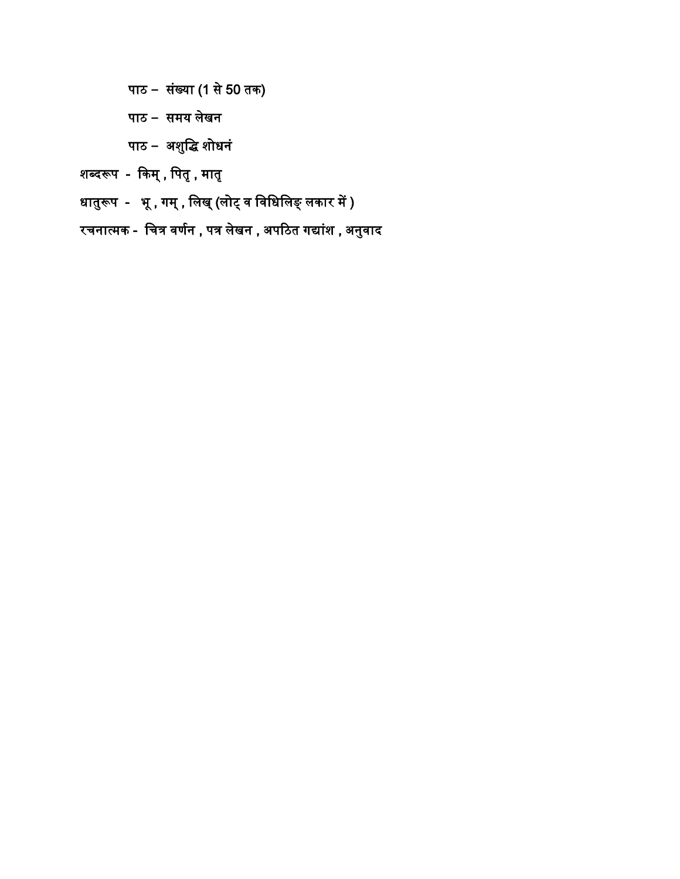पाठ – संख्या (1 से 50 तक)

पाठ – समय लेखन

पाठ – अशुद्धि शोधनं

शब्दरूप - किम् , पितृ , मातृ

धातुरूप - भू , गम् , लिख् (लोट् व विधिलिङ् लकार में )

रचनात्मक - चित्र वर्णन , पत्र लेखन , अपठित गद्यांश , अनुवाद